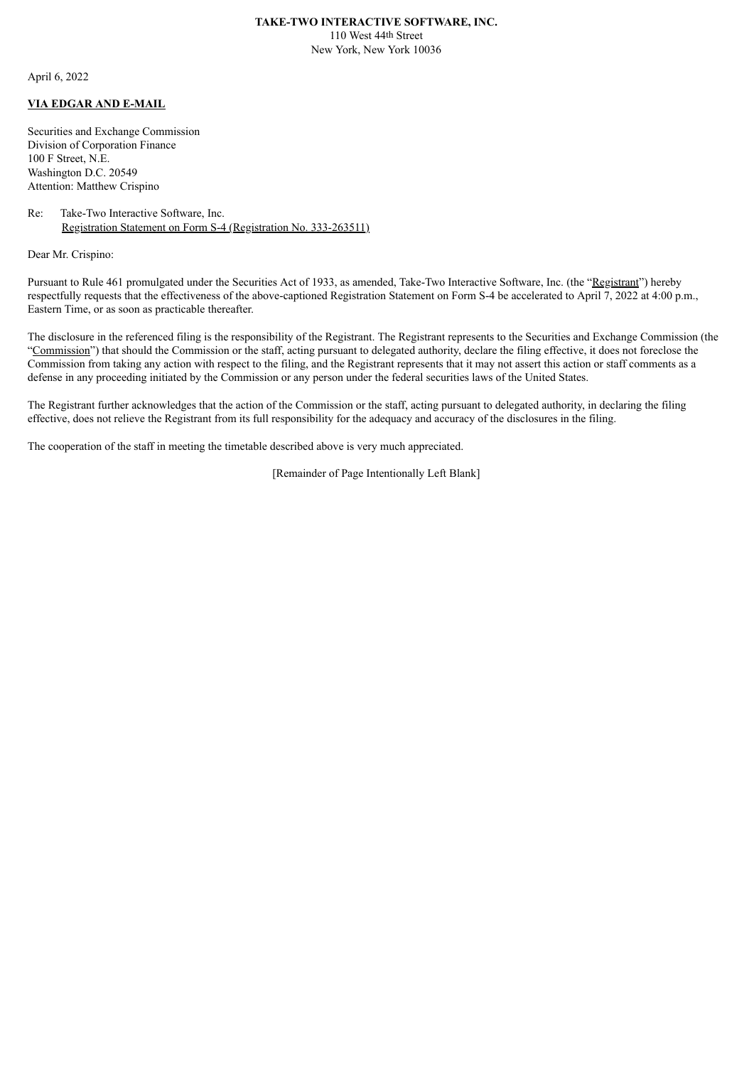**TAKE-TWO INTERACTIVE SOFTWARE, INC.**
110 West 44th Street
New York, New York 10036

April 6, 2022

**VIA EDGAR AND E-MAIL**

Securities and Exchange Commission
Division of Corporation Finance
100 F Street, N.E.
Washington D.C. 20549
Attention: Matthew Crispino

Re: Take-Two Interactive Software, Inc.
Registration Statement on Form S-4 (Registration No. 333-263511)

Dear Mr. Crispino:

Pursuant to Rule 461 promulgated under the Securities Act of 1933, as amended, Take-Two Interactive Software, Inc. (the "Registrant") hereby respectfully requests that the effectiveness of the above-captioned Registration Statement on Form S-4 be accelerated to April 7, 2022 at 4:00 p.m., Eastern Time, or as soon as practicable thereafter.

The disclosure in the referenced filing is the responsibility of the Registrant. The Registrant represents to the Securities and Exchange Commission (the "Commission") that should the Commission or the staff, acting pursuant to delegated authority, declare the filing effective, it does not foreclose the Commission from taking any action with respect to the filing, and the Registrant represents that it may not assert this action or staff comments as a defense in any proceeding initiated by the Commission or any person under the federal securities laws of the United States.

The Registrant further acknowledges that the action of the Commission or the staff, acting pursuant to delegated authority, in declaring the filing effective, does not relieve the Registrant from its full responsibility for the adequacy and accuracy of the disclosures in the filing.

The cooperation of the staff in meeting the timetable described above is very much appreciated.

[Remainder of Page Intentionally Left Blank]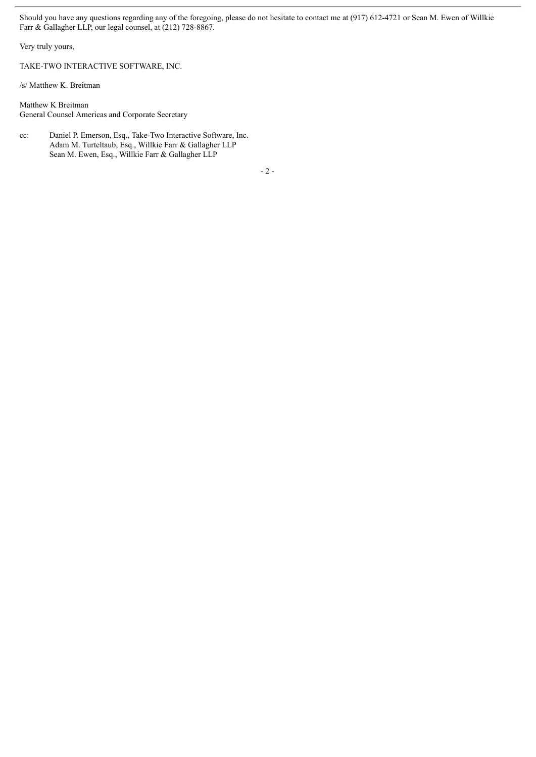Should you have any questions regarding any of the foregoing, please do not hesitate to contact me at (917) 612-4721 or Sean M. Ewen of Willkie Farr & Gallagher LLP, our legal counsel, at (212) 728-8867.

Very truly yours,

TAKE-TWO INTERACTIVE SOFTWARE, INC.

/s/ Matthew K. Breitman

Matthew K Breitman
General Counsel Americas and Corporate Secretary

cc: Daniel P. Emerson, Esq., Take-Two Interactive Software, Inc.
Adam M. Turteltaub, Esq., Willkie Farr & Gallagher LLP
Sean M. Ewen, Esq., Willkie Farr & Gallagher LLP